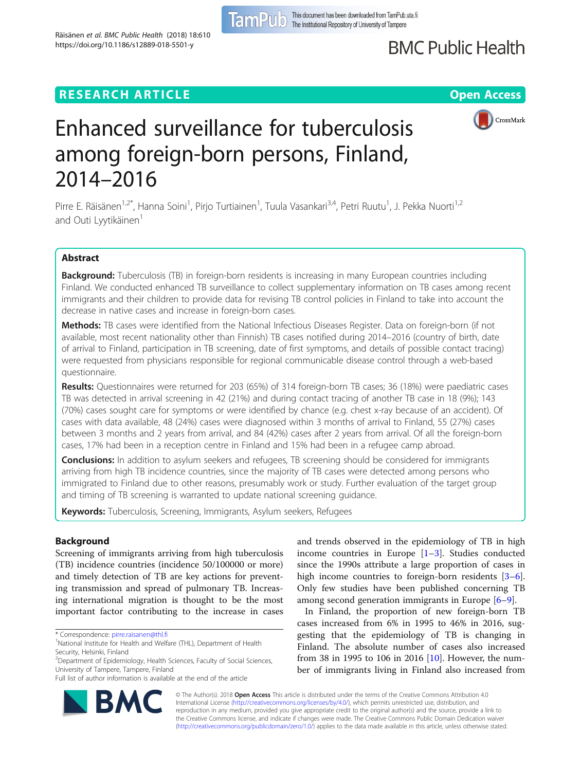# Enhanced surveillance for tuberculosis among foreign-born persons, Finland, 2014–2016

Pirre E. Räisänen[1,2*], Hanna Soini[1], Pirjo Turtiainen[1], Tuula Vasankari[3,4], Petri Ruutu[1], J. Pekka Nuorti[1,2] and Outi Lyytikäinen[1]

## Abstract

**Background:** Tuberculosis (TB) in foreign-born residents is increasing in many European countries including Finland. We conducted enhanced TB surveillance to collect supplementary information on TB cases among recent immigrants and their children to provide data for revising TB control policies in Finland to take into account the decrease in native cases and increase in foreign-born cases.

**Methods:** TB cases were identified from the National Infectious Diseases Register. Data on foreign-born (if not available, most recent nationality other than Finnish) TB cases notified during 2014–2016 (country of birth, date of arrival to Finland, participation in TB screening, date of first symptoms, and details of possible contact tracing) were requested from physicians responsible for regional communicable disease control through a web-based questionnaire.

**Results:** Questionnaires were returned for 203 (65%) of 314 foreign-born TB cases; 36 (18%) were paediatric cases TB was detected in arrival screening in 42 (21%) and during contact tracing of another TB case in 18 (9%); 143 (70%) cases sought care for symptoms or were identified by chance (e.g. chest x-ray because of an accident). Of cases with data available, 48 (24%) cases were diagnosed within 3 months of arrival to Finland, 55 (27%) cases between 3 months and 2 years from arrival, and 84 (42%) cases after 2 years from arrival. Of all the foreign-born cases, 17% had been in a reception centre in Finland and 15% had been in a refugee camp abroad.

**Conclusions:** In addition to asylum seekers and refugees, TB screening should be considered for immigrants arriving from high TB incidence countries, since the majority of TB cases were detected among persons who immigrated to Finland due to other reasons, presumably work or study. Further evaluation of the target group and timing of TB screening is warranted to update national screening guidance.

**Keywords:** Tuberculosis, Screening, Immigrants, Asylum seekers, Refugees

## Background

Screening of immigrants arriving from high tuberculosis (TB) incidence countries (incidence 50/100000 or more) and timely detection of TB are key actions for preventing transmission and spread of pulmonary TB. Increasing international migration is thought to be the most important factor contributing to the increase in cases and trends observed in the epidemiology of TB in high income countries in Europe [1–3]. Studies conducted since the 1990s attribute a large proportion of cases in high income countries to foreign-born residents [3–6]. Only few studies have been published concerning TB among second generation immigrants in Europe [6–9].

In Finland, the proportion of new foreign-born TB cases increased from 6% in 1995 to 46% in 2016, suggesting that the epidemiology of TB is changing in Finland. The absolute number of cases also increased from 38 in 1995 to 106 in 2016 [10]. However, the number of immigrants living in Finland also increased from

\* Correspondence: pirre.raisanen@thl.fi
[1]National Institute for Health and Welfare (THL), Department of Health Security, Helsinki, Finland
[2]Department of Epidemiology, Health Sciences, Faculty of Social Sciences, University of Tampere, Tampere, Finland
Full list of author information is available at the end of the article

© The Author(s). 2018 **Open Access** This article is distributed under the terms of the Creative Commons Attribution 4.0 International License (http://creativecommons.org/licenses/by/4.0/), which permits unrestricted use, distribution, and reproduction in any medium, provided you give appropriate credit to the original author(s) and the source, provide a link to the Creative Commons license, and indicate if changes were made. The Creative Commons Public Domain Dedication waiver (http://creativecommons.org/publicdomain/zero/1.0/) applies to the data made available in this article, unless otherwise stated.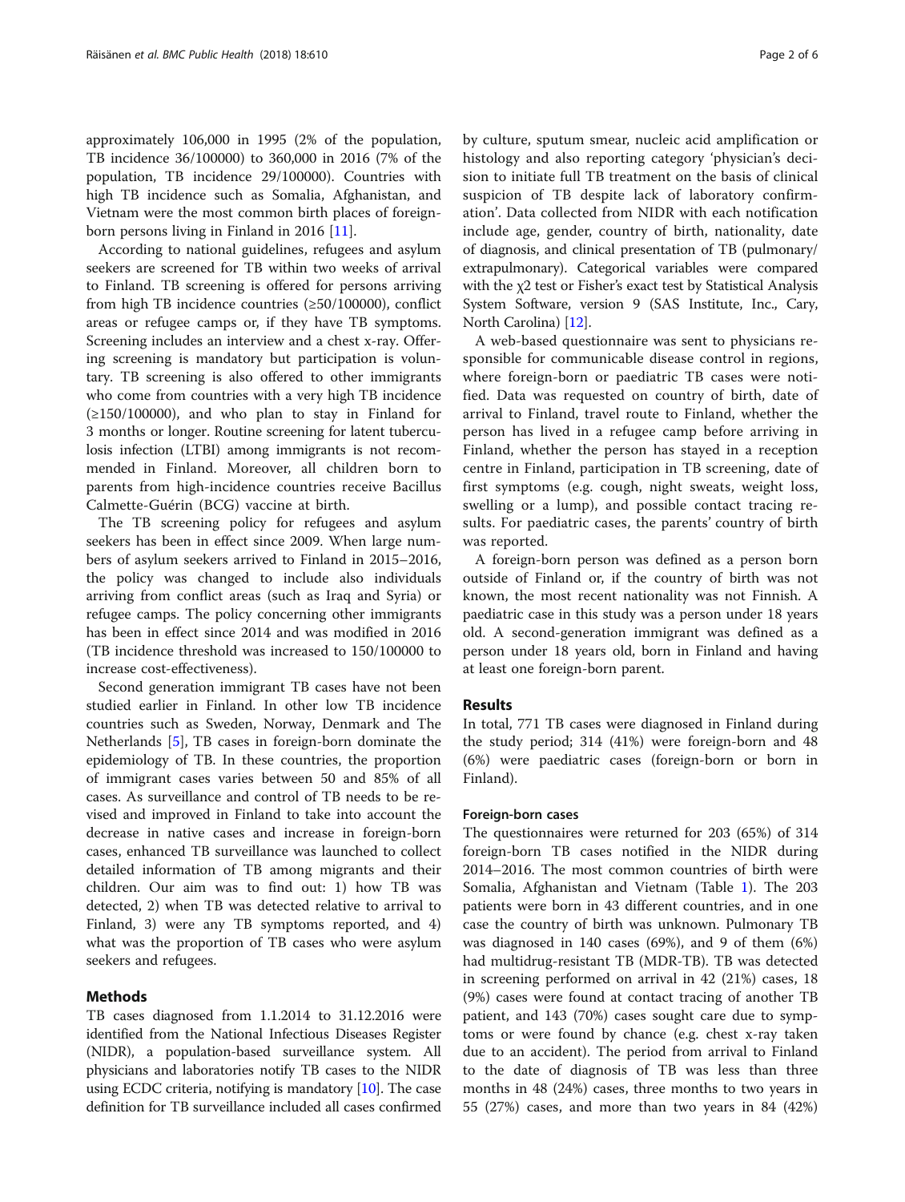approximately 106,000 in 1995 (2% of the population, TB incidence 36/100000) to 360,000 in 2016 (7% of the population, TB incidence 29/100000). Countries with high TB incidence such as Somalia, Afghanistan, and Vietnam were the most common birth places of foreign-born persons living in Finland in 2016 [11].

According to national guidelines, refugees and asylum seekers are screened for TB within two weeks of arrival to Finland. TB screening is offered for persons arriving from high TB incidence countries (≥50/100000), conflict areas or refugee camps or, if they have TB symptoms. Screening includes an interview and a chest x-ray. Offering screening is mandatory but participation is voluntary. TB screening is also offered to other immigrants who come from countries with a very high TB incidence (≥150/100000), and who plan to stay in Finland for 3 months or longer. Routine screening for latent tuberculosis infection (LTBI) among immigrants is not recommended in Finland. Moreover, all children born to parents from high-incidence countries receive Bacillus Calmette-Guérin (BCG) vaccine at birth.

The TB screening policy for refugees and asylum seekers has been in effect since 2009. When large numbers of asylum seekers arrived to Finland in 2015–2016, the policy was changed to include also individuals arriving from conflict areas (such as Iraq and Syria) or refugee camps. The policy concerning other immigrants has been in effect since 2014 and was modified in 2016 (TB incidence threshold was increased to 150/100000 to increase cost-effectiveness).

Second generation immigrant TB cases have not been studied earlier in Finland. In other low TB incidence countries such as Sweden, Norway, Denmark and The Netherlands [5], TB cases in foreign-born dominate the epidemiology of TB. In these countries, the proportion of immigrant cases varies between 50 and 85% of all cases. As surveillance and control of TB needs to be revised and improved in Finland to take into account the decrease in native cases and increase in foreign-born cases, enhanced TB surveillance was launched to collect detailed information of TB among migrants and their children. Our aim was to find out: 1) how TB was detected, 2) when TB was detected relative to arrival to Finland, 3) were any TB symptoms reported, and 4) what was the proportion of TB cases who were asylum seekers and refugees.

## Methods

TB cases diagnosed from 1.1.2014 to 31.12.2016 were identified from the National Infectious Diseases Register (NIDR), a population-based surveillance system. All physicians and laboratories notify TB cases to the NIDR using ECDC criteria, notifying is mandatory [10]. The case definition for TB surveillance included all cases confirmed by culture, sputum smear, nucleic acid amplification or histology and also reporting category 'physician's decision to initiate full TB treatment on the basis of clinical suspicion of TB despite lack of laboratory confirmation'. Data collected from NIDR with each notification include age, gender, country of birth, nationality, date of diagnosis, and clinical presentation of TB (pulmonary/extrapulmonary). Categorical variables were compared with the $\chi 2$ test or Fisher's exact test by Statistical Analysis System Software, version 9 (SAS Institute, Inc., Cary, North Carolina) [12].

A web-based questionnaire was sent to physicians responsible for communicable disease control in regions, where foreign-born or paediatric TB cases were notified. Data was requested on country of birth, date of arrival to Finland, travel route to Finland, whether the person has lived in a refugee camp before arriving in Finland, whether the person has stayed in a reception centre in Finland, participation in TB screening, date of first symptoms (e.g. cough, night sweats, weight loss, swelling or a lump), and possible contact tracing results. For paediatric cases, the parents' country of birth was reported.

A foreign-born person was defined as a person born outside of Finland or, if the country of birth was not known, the most recent nationality was not Finnish. A paediatric case in this study was a person under 18 years old. A second-generation immigrant was defined as a person under 18 years old, born in Finland and having at least one foreign-born parent.

## Results

In total, 771 TB cases were diagnosed in Finland during the study period; 314 (41%) were foreign-born and 48 (6%) were paediatric cases (foreign-born or born in Finland).

### Foreign-born cases

The questionnaires were returned for 203 (65%) of 314 foreign-born TB cases notified in the NIDR during 2014–2016. The most common countries of birth were Somalia, Afghanistan and Vietnam (Table 1). The 203 patients were born in 43 different countries, and in one case the country of birth was unknown. Pulmonary TB was diagnosed in 140 cases (69%), and 9 of them (6%) had multidrug-resistant TB (MDR-TB). TB was detected in screening performed on arrival in 42 (21%) cases, 18 (9%) cases were found at contact tracing of another TB patient, and 143 (70%) cases sought care due to symptoms or were found by chance (e.g. chest x-ray taken due to an accident). The period from arrival to Finland to the date of diagnosis of TB was less than three months in 48 (24%) cases, three months to two years in 55 (27%) cases, and more than two years in 84 (42%)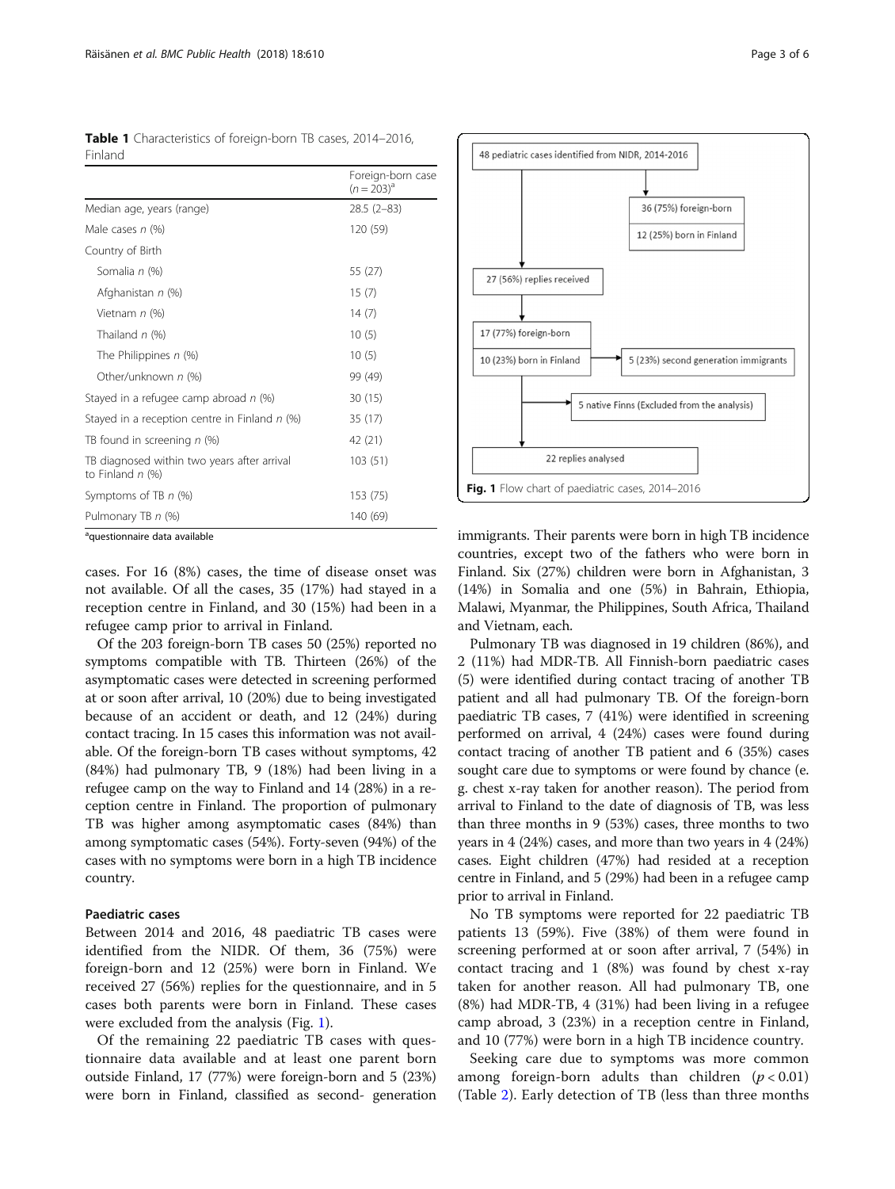**Table 1** Characteristics of foreign-born TB cases, 2014–2016, Finland

| | Foreign-born case ($n = 203$)[a] |
|---|---|
| Median age, years (range) | 28.5 (2–83) |
| Male cases *n* (%) | 120 (59) |
| Country of Birth | |
| Somalia *n* (%) | 55 (27) |
| Afghanistan *n* (%) | 15 (7) |
| Vietnam *n* (%) | 14 (7) |
| Thailand *n* (%) | 10 (5) |
| The Philippines *n* (%) | 10 (5) |
| Other/unknown *n* (%) | 99 (49) |
| Stayed in a refugee camp abroad *n* (%) | 30 (15) |
| Stayed in a reception centre in Finland *n* (%) | 35 (17) |
| TB found in screening *n* (%) | 42 (21) |
| TB diagnosed within two years after arrival to Finland *n* (%) | 103 (51) |
| Symptoms of TB *n* (%) | 153 (75) |
| Pulmonary TB *n* (%) | 140 (69) |

[a]questionnaire data available

cases. For 16 (8%) cases, the time of disease onset was not available. Of all the cases, 35 (17%) had stayed in a reception centre in Finland, and 30 (15%) had been in a refugee camp prior to arrival in Finland.

Of the 203 foreign-born TB cases 50 (25%) reported no symptoms compatible with TB. Thirteen (26%) of the asymptomatic cases were detected in screening performed at or soon after arrival, 10 (20%) due to being investigated because of an accident or death, and 12 (24%) during contact tracing. In 15 cases this information was not available. Of the foreign-born TB cases without symptoms, 42 (84%) had pulmonary TB, 9 (18%) had been living in a refugee camp on the way to Finland and 14 (28%) in a reception centre in Finland. The proportion of pulmonary TB was higher among asymptomatic cases (84%) than among symptomatic cases (54%). Forty-seven (94%) of the cases with no symptoms were born in a high TB incidence country.

### Paediatric cases

Between 2014 and 2016, 48 paediatric TB cases were identified from the NIDR. Of them, 36 (75%) were foreign-born and 12 (25%) were born in Finland. We received 27 (56%) replies for the questionnaire, and in 5 cases both parents were born in Finland. These cases were excluded from the analysis (Fig. 1).

Of the remaining 22 paediatric TB cases with questionnaire data available and at least one parent born outside Finland, 17 (77%) were foreign-born and 5 (23%) were born in Finland, classified as second- generation immigrants. Their parents were born in high TB incidence countries, except two of the fathers who were born in Finland. Six (27%) children were born in Afghanistan, 3 (14%) in Somalia and one (5%) in Bahrain, Ethiopia, Malawi, Myanmar, the Philippines, South Africa, Thailand and Vietnam, each.

48 pediatric cases identified from NIDR, 2014-2016 → 36 (75%) foreign-born; 12 (25%) born in Finland → 27 (56%) replies received → 17 (77%) foreign-born; 10 (23%) born in Finland → 5 (23%) second generation immigrants; 5 native Finns (Excluded from the analysis) → 22 replies analysed

**Fig. 1** Flow chart of paediatric cases, 2014–2016

Pulmonary TB was diagnosed in 19 children (86%), and 2 (11%) had MDR-TB. All Finnish-born paediatric cases (5) were identified during contact tracing of another TB patient and all had pulmonary TB. Of the foreign-born paediatric TB cases, 7 (41%) were identified in screening performed on arrival, 4 (24%) cases were found during contact tracing of another TB patient and 6 (35%) cases sought care due to symptoms or were found by chance (e. g. chest x-ray taken for another reason). The period from arrival to Finland to the date of diagnosis of TB, was less than three months in 9 (53%) cases, three months to two years in 4 (24%) cases, and more than two years in 4 (24%) cases. Eight children (47%) had resided at a reception centre in Finland, and 5 (29%) had been in a refugee camp prior to arrival in Finland.

No TB symptoms were reported for 22 paediatric TB patients 13 (59%). Five (38%) of them were found in screening performed at or soon after arrival, 7 (54%) in contact tracing and 1 (8%) was found by chest x-ray taken for another reason. All had pulmonary TB, one (8%) had MDR-TB, 4 (31%) had been living in a refugee camp abroad, 3 (23%) in a reception centre in Finland, and 10 (77%) were born in a high TB incidence country.

Seeking care due to symptoms was more common among foreign-born adults than children ($p < 0.01$) (Table 2). Early detection of TB (less than three months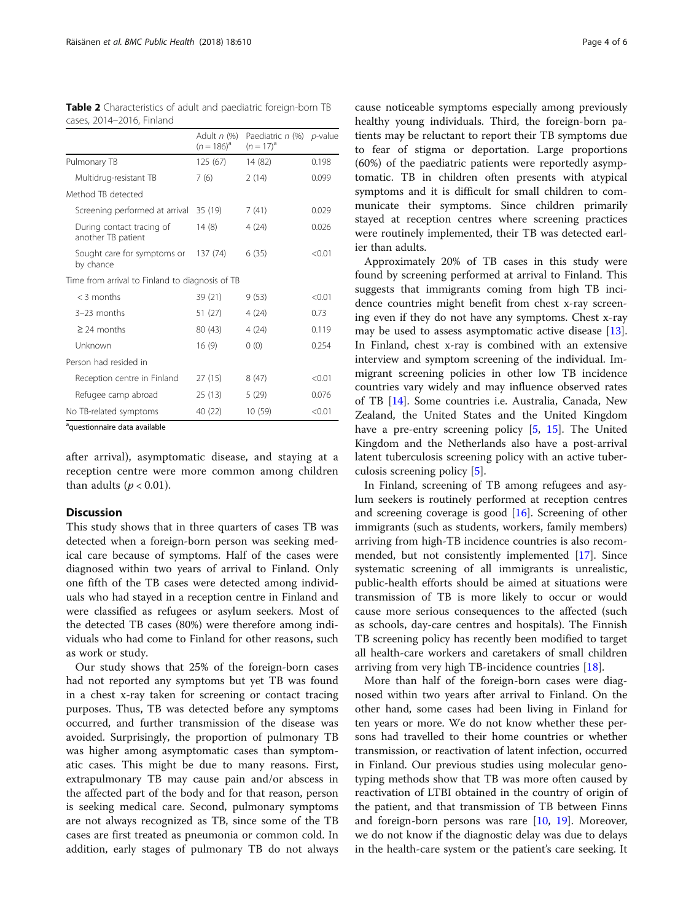**Table 2** Characteristics of adult and paediatric foreign-born TB cases, 2014–2016, Finland

| | Adult *n* (%) ($n = 186$)[a] | Paediatric *n* (%) ($n = 17$)[a] | *p*-value |
|---|---|---|---|
| Pulmonary TB | 125 (67) | 14 (82) | 0.198 |
| Multidrug-resistant TB | 7 (6) | 2 (14) | 0.099 |
| Method TB detected | | | |
| Screening performed at arrival | 35 (19) | 7 (41) | 0.029 |
| During contact tracing of another TB patient | 14 (8) | 4 (24) | 0.026 |
| Sought care for symptoms or by chance | 137 (74) | 6 (35) | <0.01 |
| Time from arrival to Finland to diagnosis of TB | | | |
| < 3 months | 39 (21) | 9 (53) | <0.01 |
| 3–23 months | 51 (27) | 4 (24) | 0.73 |
| ≥ 24 months | 80 (43) | 4 (24) | 0.119 |
| Unknown | 16 (9) | 0 (0) | 0.254 |
| Person had resided in | | | |
| Reception centre in Finland | 27 (15) | 8 (47) | <0.01 |
| Refugee camp abroad | 25 (13) | 5 (29) | 0.076 |
| No TB-related symptoms | 40 (22) | 10 (59) | <0.01 |

[a]questionnaire data available

after arrival), asymptomatic disease, and staying at a reception centre were more common among children than adults ($p < 0.01$).

## Discussion

This study shows that in three quarters of cases TB was detected when a foreign-born person was seeking medical care because of symptoms. Half of the cases were diagnosed within two years of arrival to Finland. Only one fifth of the TB cases were detected among individuals who had stayed in a reception centre in Finland and were classified as refugees or asylum seekers. Most of the detected TB cases (80%) were therefore among individuals who had come to Finland for other reasons, such as work or study.

Our study shows that 25% of the foreign-born cases had not reported any symptoms but yet TB was found in a chest x-ray taken for screening or contact tracing purposes. Thus, TB was detected before any symptoms occurred, and further transmission of the disease was avoided. Surprisingly, the proportion of pulmonary TB was higher among asymptomatic cases than symptomatic cases. This might be due to many reasons. First, extrapulmonary TB may cause pain and/or abscess in the affected part of the body and for that reason, person is seeking medical care. Second, pulmonary symptoms are not always recognized as TB, since some of the TB cases are first treated as pneumonia or common cold. In addition, early stages of pulmonary TB do not always cause noticeable symptoms especially among previously healthy young individuals. Third, the foreign-born patients may be reluctant to report their TB symptoms due to fear of stigma or deportation. Large proportions (60%) of the paediatric patients were reportedly asymptomatic. TB in children often presents with atypical symptoms and it is difficult for small children to communicate their symptoms. Since children primarily stayed at reception centres where screening practices were routinely implemented, their TB was detected earlier than adults.

Approximately 20% of TB cases in this study were found by screening performed at arrival to Finland. This suggests that immigrants coming from high TB incidence countries might benefit from chest x-ray screening even if they do not have any symptoms. Chest x-ray may be used to assess asymptomatic active disease [13]. In Finland, chest x-ray is combined with an extensive interview and symptom screening of the individual. Immigrant screening policies in other low TB incidence countries vary widely and may influence observed rates of TB [14]. Some countries i.e. Australia, Canada, New Zealand, the United States and the United Kingdom have a pre-entry screening policy [5, 15]. The United Kingdom and the Netherlands also have a post-arrival latent tuberculosis screening policy with an active tuberculosis screening policy [5].

In Finland, screening of TB among refugees and asylum seekers is routinely performed at reception centres and screening coverage is good [16]. Screening of other immigrants (such as students, workers, family members) arriving from high-TB incidence countries is also recommended, but not consistently implemented [17]. Since systematic screening of all immigrants is unrealistic, public-health efforts should be aimed at situations were transmission of TB is more likely to occur or would cause more serious consequences to the affected (such as schools, day-care centres and hospitals). The Finnish TB screening policy has recently been modified to target all health-care workers and caretakers of small children arriving from very high TB-incidence countries [18].

More than half of the foreign-born cases were diagnosed within two years after arrival to Finland. On the other hand, some cases had been living in Finland for ten years or more. We do not know whether these persons had travelled to their home countries or whether transmission, or reactivation of latent infection, occurred in Finland. Our previous studies using molecular genotyping methods show that TB was more often caused by reactivation of LTBI obtained in the country of origin of the patient, and that transmission of TB between Finns and foreign-born persons was rare [10, 19]. Moreover, we do not know if the diagnostic delay was due to delays in the health-care system or the patient's care seeking. It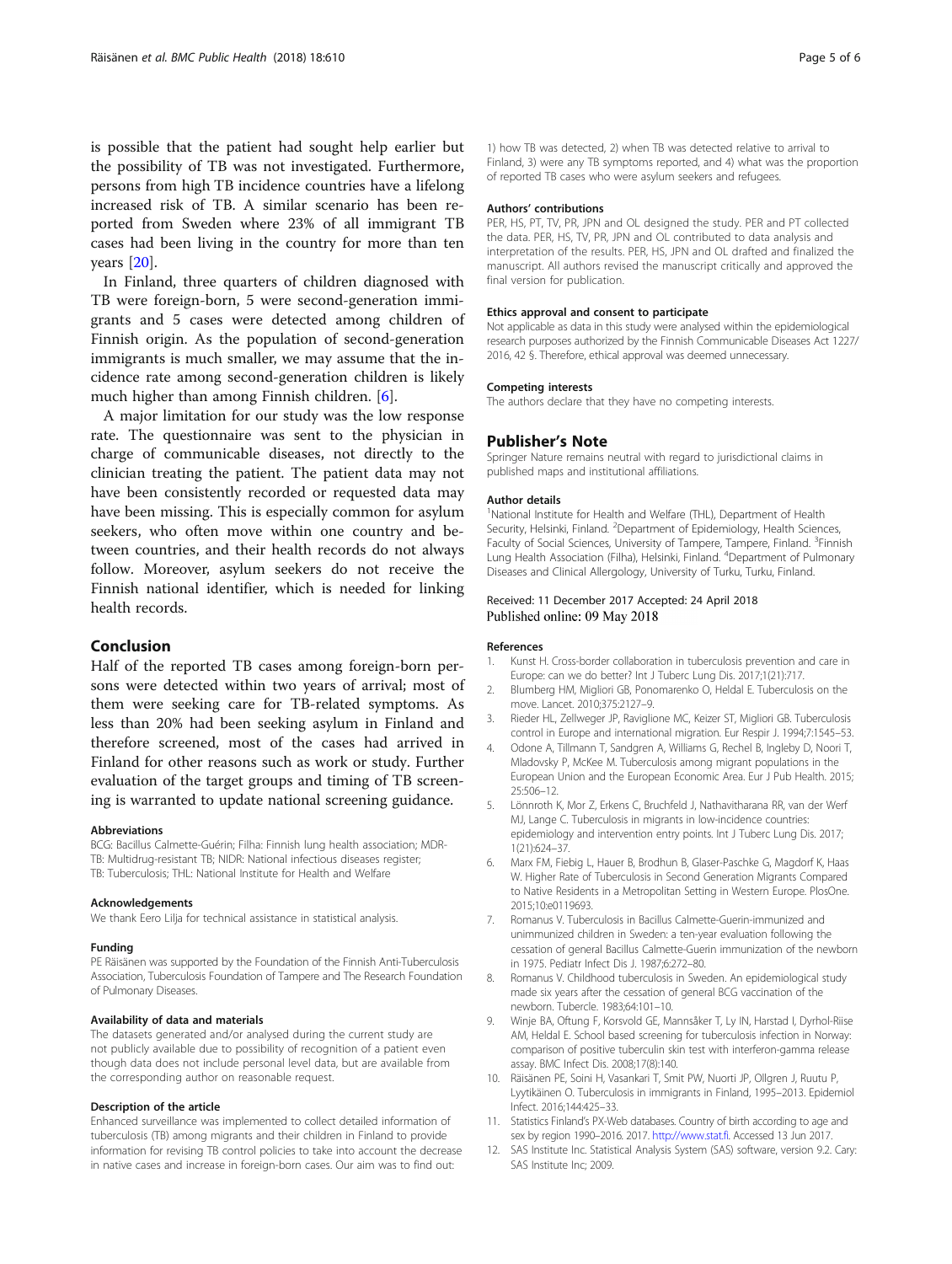is possible that the patient had sought help earlier but the possibility of TB was not investigated. Furthermore, persons from high TB incidence countries have a lifelong increased risk of TB. A similar scenario has been reported from Sweden where 23% of all immigrant TB cases had been living in the country for more than ten years [20].

In Finland, three quarters of children diagnosed with TB were foreign-born, 5 were second-generation immigrants and 5 cases were detected among children of Finnish origin. As the population of second-generation immigrants is much smaller, we may assume that the incidence rate among second-generation children is likely much higher than among Finnish children. [6].

A major limitation for our study was the low response rate. The questionnaire was sent to the physician in charge of communicable diseases, not directly to the clinician treating the patient. The patient data may not have been consistently recorded or requested data may have been missing. This is especially common for asylum seekers, who often move within one country and between countries, and their health records do not always follow. Moreover, asylum seekers do not receive the Finnish national identifier, which is needed for linking health records.

## Conclusion

Half of the reported TB cases among foreign-born persons were detected within two years of arrival; most of them were seeking care for TB-related symptoms. As less than 20% had been seeking asylum in Finland and therefore screened, most of the cases had arrived in Finland for other reasons such as work or study. Further evaluation of the target groups and timing of TB screening is warranted to update national screening guidance.

#### Abbreviations

BCG: Bacillus Calmette-Guérin; Filha: Finnish lung health association; MDR-TB: Multidrug-resistant TB; NIDR: National infectious diseases register; TB: Tuberculosis; THL: National Institute for Health and Welfare

#### Acknowledgements

We thank Eero Lilja for technical assistance in statistical analysis.

#### Funding

PE Räisänen was supported by the Foundation of the Finnish Anti-Tuberculosis Association, Tuberculosis Foundation of Tampere and The Research Foundation of Pulmonary Diseases.

#### Availability of data and materials

The datasets generated and/or analysed during the current study are not publicly available due to possibility of recognition of a patient even though data does not include personal level data, but are available from the corresponding author on reasonable request.

#### Description of the article

Enhanced surveillance was implemented to collect detailed information of tuberculosis (TB) among migrants and their children in Finland to provide information for revising TB control policies to take into account the decrease in native cases and increase in foreign-born cases. Our aim was to find out: 1) how TB was detected, 2) when TB was detected relative to arrival to Finland, 3) were any TB symptoms reported, and 4) what was the proportion of reported TB cases who were asylum seekers and refugees.

#### Authors' contributions

PER, HS, PT, TV, PR, JPN and OL designed the study. PER and PT collected the data. PER, HS, TV, PR, JPN and OL contributed to data analysis and interpretation of the results. PER, HS, JPN and OL drafted and finalized the manuscript. All authors revised the manuscript critically and approved the final version for publication.

#### Ethics approval and consent to participate

Not applicable as data in this study were analysed within the epidemiological research purposes authorized by the Finnish Communicable Diseases Act 1227/2016, 42 §. Therefore, ethical approval was deemed unnecessary.

#### Competing interests

The authors declare that they have no competing interests.

### Publisher's Note

Springer Nature remains neutral with regard to jurisdictional claims in published maps and institutional affiliations.

#### Author details

[1]National Institute for Health and Welfare (THL), Department of Health Security, Helsinki, Finland. [2]Department of Epidemiology, Health Sciences, Faculty of Social Sciences, University of Tampere, Tampere, Finland. [3]Finnish Lung Health Association (Filha), Helsinki, Finland. [4]Department of Pulmonary Diseases and Clinical Allergology, University of Turku, Turku, Finland.

Received: 11 December 2017 Accepted: 24 April 2018
Published online: 09 May 2018

#### References

1. Kunst H. Cross-border collaboration in tuberculosis prevention and care in Europe: can we do better? Int J Tuberc Lung Dis. 2017;1(21):717.
2. Blumberg HM, Migliori GB, Ponomarenko O, Heldal E. Tuberculosis on the move. Lancet. 2010;375:2127–9.
3. Rieder HL, Zellweger JP, Raviglione MC, Keizer ST, Migliori GB. Tuberculosis control in Europe and international migration. Eur Respir J. 1994;7:1545–53.
4. Odone A, Tillmann T, Sandgren A, Williams G, Rechel B, Ingleby D, Noori T, Mladovsky P, McKee M. Tuberculosis among migrant populations in the European Union and the European Economic Area. Eur J Pub Health. 2015;25:506–12.
5. Lönnroth K, Mor Z, Erkens C, Bruchfeld J, Nathavitharana RR, van der Werf MJ, Lange C. Tuberculosis in migrants in low-incidence countries: epidemiology and intervention entry points. Int J Tuberc Lung Dis. 2017;1(21):624–37.
6. Marx FM, Fiebig L, Hauer B, Brodhun B, Glaser-Paschke G, Magdorf K, Haas W. Higher Rate of Tuberculosis in Second Generation Migrants Compared to Native Residents in a Metropolitan Setting in Western Europe. PlosOne. 2015;10:e0119693.
7. Romanus V. Tuberculosis in Bacillus Calmette-Guerin-immunized and unimmunized children in Sweden: a ten-year evaluation following the cessation of general Bacillus Calmette-Guerin immunization of the newborn in 1975. Pediatr Infect Dis J. 1987;6:272–80.
8. Romanus V. Childhood tuberculosis in Sweden. An epidemiological study made six years after the cessation of general BCG vaccination of the newborn. Tubercle. 1983;64:101–10.
9. Winje BA, Oftung F, Korsvold GE, Mannsåker T, Ly IN, Harstad I, Dyrhol-Riise AM, Heldal E. School based screening for tuberculosis infection in Norway: comparison of positive tuberculin skin test with interferon-gamma release assay. BMC Infect Dis. 2008;17(8):140.
10. Räisänen PE, Soini H, Vasankari T, Smit PW, Nuorti JP, Ollgren J, Ruutu P, Lyytikäinen O. Tuberculosis in immigrants in Finland, 1995–2013. Epidemiol Infect. 2016;144:425–33.
11. Statistics Finland's PX-Web databases. Country of birth according to age and sex by region 1990–2016. 2017. http://www.stat.fi. Accessed 13 Jun 2017.
12. SAS Institute Inc. Statistical Analysis System (SAS) software, version 9.2. Cary: SAS Institute Inc; 2009.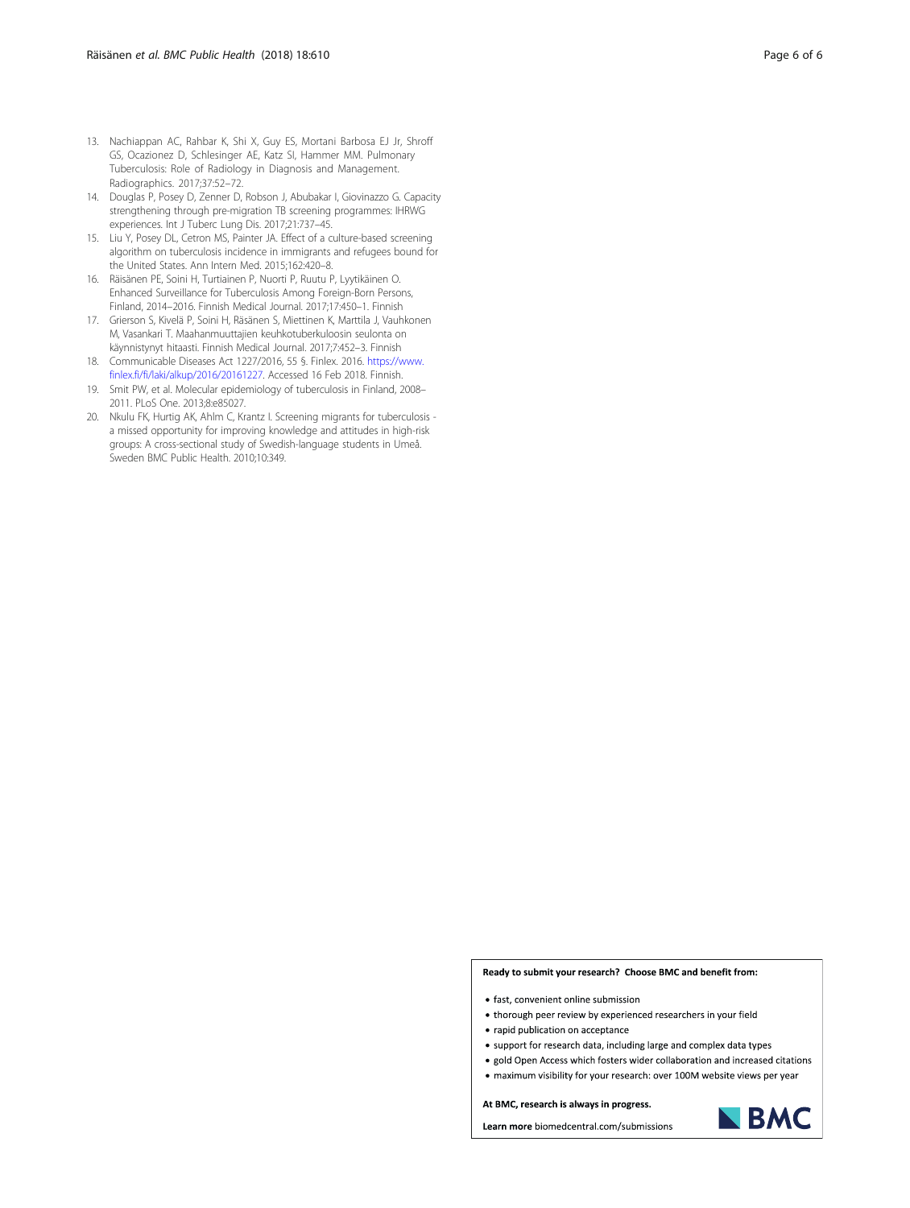13. Nachiappan AC, Rahbar K, Shi X, Guy ES, Mortani Barbosa EJ Jr, Shroff GS, Ocazionez D, Schlesinger AE, Katz SI, Hammer MM. Pulmonary Tuberculosis: Role of Radiology in Diagnosis and Management. Radiographics. 2017;37:52–72.
14. Douglas P, Posey D, Zenner D, Robson J, Abubakar I, Giovinazzo G. Capacity strengthening through pre-migration TB screening programmes: IHRWG experiences. Int J Tuberc Lung Dis. 2017;21:737–45.
15. Liu Y, Posey DL, Cetron MS, Painter JA. Effect of a culture-based screening algorithm on tuberculosis incidence in immigrants and refugees bound for the United States. Ann Intern Med. 2015;162:420–8.
16. Räisänen PE, Soini H, Turtiainen P, Nuorti P, Ruutu P, Lyytikäinen O. Enhanced Surveillance for Tuberculosis Among Foreign-Born Persons, Finland, 2014–2016. Finnish Medical Journal. 2017;17:450–1. Finnish
17. Grierson S, Kivelä P, Soini H, Räsänen S, Miettinen K, Marttila J, Vauhkonen M, Vasankari T. Maahanmuuttajien keuhkotuberkuloosin seulonta on käynnistynyt hitaasti. Finnish Medical Journal. 2017;7:452–3. Finnish
18. Communicable Diseases Act 1227/2016, 55 §. Finlex. 2016. https://www.finlex.fi/fi/laki/alkup/2016/20161227. Accessed 16 Feb 2018. Finnish.
19. Smit PW, et al. Molecular epidemiology of tuberculosis in Finland, 2008–2011. PLoS One. 2013;8:e85027.
20. Nkulu FK, Hurtig AK, Ahlm C, Krantz I. Screening migrants for tuberculosis - a missed opportunity for improving knowledge and attitudes in high-risk groups: A cross-sectional study of Swedish-language students in Umeå. Sweden BMC Public Health. 2010;10:349.

**Ready to submit your research? Choose BMC and benefit from:**

- fast, convenient online submission
- thorough peer review by experienced researchers in your field
- rapid publication on acceptance
- support for research data, including large and complex data types
- gold Open Access which fosters wider collaboration and increased citations
- maximum visibility for your research: over 100M website views per year

**At BMC, research is always in progress.**

**Learn more** biomedcentral.com/submissions

BMC